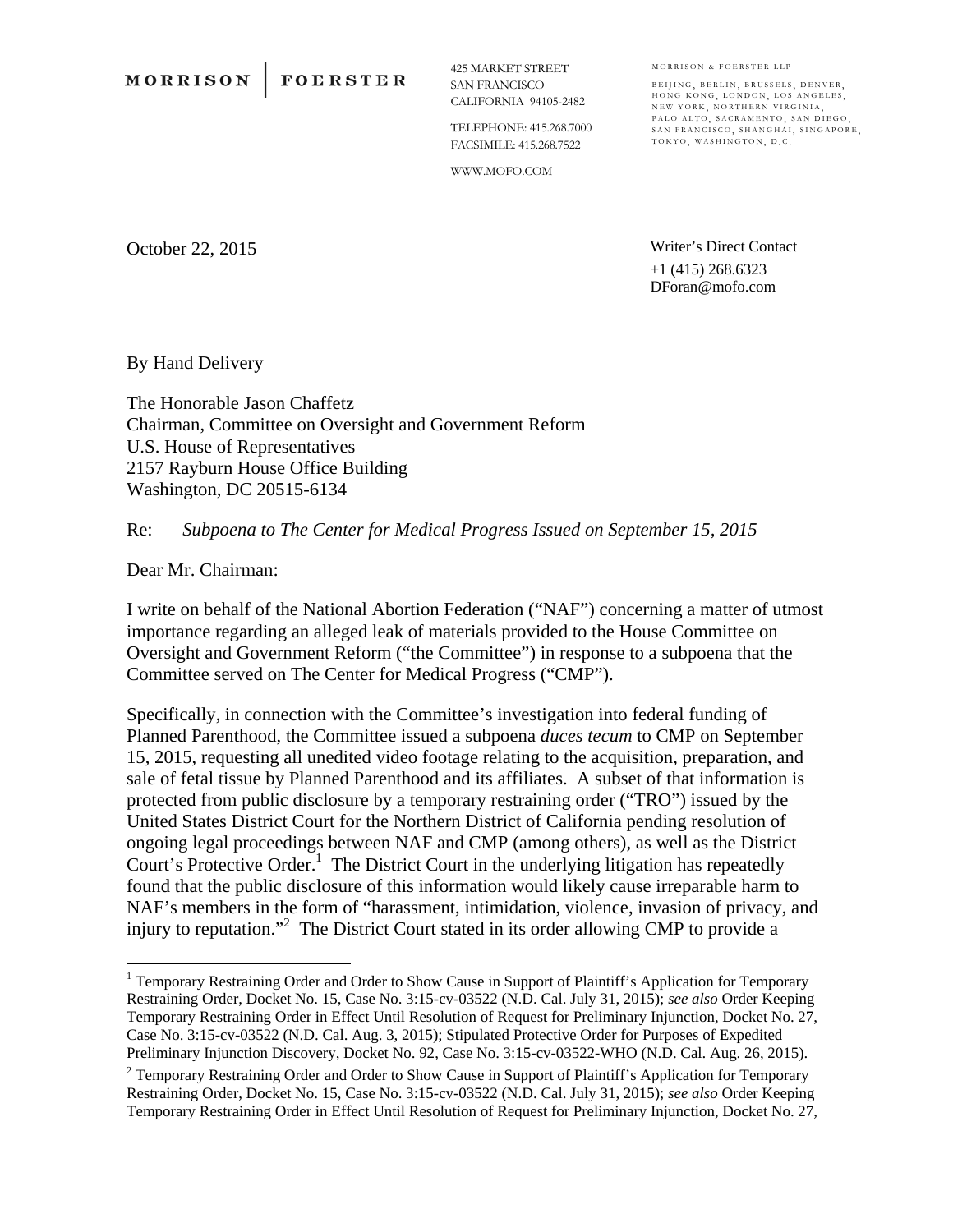MORRISON | FOERSTER

425 MARKET STREET
SAN FRANCISCO
CALIFORNIA 94105-2482

TELEPHONE: 415.268.7000
FACSIMILE: 415.268.7522

WWW.MOFO.COM

MORRISON & FOERSTER LLP

BEIJING, BERLIN, BRUSSELS, DENVER, HONG KONG, LONDON, LOS ANGELES, NEW YORK, NORTHERN VIRGINIA, PALO ALTO, SACRAMENTO, SAN DIEGO, SAN FRANCISCO, SHANGHAI, SINGAPORE, TOKYO, WASHINGTON, D.C.

October 22, 2015

Writer's Direct Contact
+1 (415) 268.6323
DForan@mofo.com

By Hand Delivery

The Honorable Jason Chaffetz
Chairman, Committee on Oversight and Government Reform
U.S. House of Representatives
2157 Rayburn House Office Building
Washington, DC 20515-6134

Re: *Subpoena to The Center for Medical Progress Issued on September 15, 2015*

Dear Mr. Chairman:

I write on behalf of the National Abortion Federation ("NAF") concerning a matter of utmost importance regarding an alleged leak of materials provided to the House Committee on Oversight and Government Reform ("the Committee") in response to a subpoena that the Committee served on The Center for Medical Progress ("CMP").

Specifically, in connection with the Committee's investigation into federal funding of Planned Parenthood, the Committee issued a subpoena *duces tecum* to CMP on September 15, 2015, requesting all unedited video footage relating to the acquisition, preparation, and sale of fetal tissue by Planned Parenthood and its affiliates. A subset of that information is protected from public disclosure by a temporary restraining order ("TRO") issued by the United States District Court for the Northern District of California pending resolution of ongoing legal proceedings between NAF and CMP (among others), as well as the District Court's Protective Order.[1] The District Court in the underlying litigation has repeatedly found that the public disclosure of this information would likely cause irreparable harm to NAF's members in the form of "harassment, intimidation, violence, invasion of privacy, and injury to reputation."[2] The District Court stated in its order allowing CMP to provide a

[1] Temporary Restraining Order and Order to Show Cause in Support of Plaintiff's Application for Temporary Restraining Order, Docket No. 15, Case No. 3:15-cv-03522 (N.D. Cal. July 31, 2015); *see also* Order Keeping Temporary Restraining Order in Effect Until Resolution of Request for Preliminary Injunction, Docket No. 27, Case No. 3:15-cv-03522 (N.D. Cal. Aug. 3, 2015); Stipulated Protective Order for Purposes of Expedited Preliminary Injunction Discovery, Docket No. 92, Case No. 3:15-cv-03522-WHO (N.D. Cal. Aug. 26, 2015).

[2] Temporary Restraining Order and Order to Show Cause in Support of Plaintiff's Application for Temporary Restraining Order, Docket No. 15, Case No. 3:15-cv-03522 (N.D. Cal. July 31, 2015); *see also* Order Keeping Temporary Restraining Order in Effect Until Resolution of Request for Preliminary Injunction, Docket No. 27,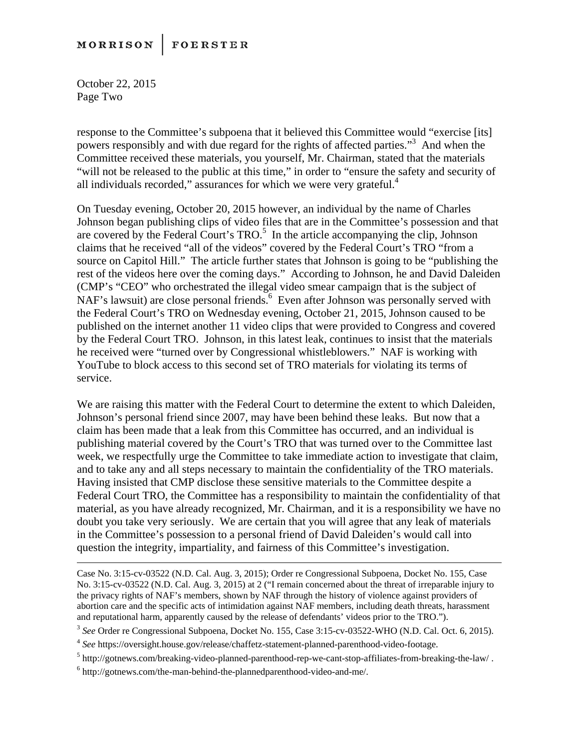response to the Committee's subpoena that it believed this Committee would "exercise [its] powers responsibly and with due regard for the rights of affected parties."[3] And when the Committee received these materials, you yourself, Mr. Chairman, stated that the materials "will not be released to the public at this time," in order to "ensure the safety and security of all individuals recorded," assurances for which we were very grateful.[4]

On Tuesday evening, October 20, 2015 however, an individual by the name of Charles Johnson began publishing clips of video files that are in the Committee's possession and that are covered by the Federal Court's TRO.[5] In the article accompanying the clip, Johnson claims that he received "all of the videos" covered by the Federal Court's TRO "from a source on Capitol Hill." The article further states that Johnson is going to be "publishing the rest of the videos here over the coming days." According to Johnson, he and David Daleiden (CMP's "CEO" who orchestrated the illegal video smear campaign that is the subject of NAF's lawsuit) are close personal friends.[6] Even after Johnson was personally served with the Federal Court's TRO on Wednesday evening, October 21, 2015, Johnson caused to be published on the internet another 11 video clips that were provided to Congress and covered by the Federal Court TRO. Johnson, in this latest leak, continues to insist that the materials he received were "turned over by Congressional whistleblowers." NAF is working with YouTube to block access to this second set of TRO materials for violating its terms of service.

We are raising this matter with the Federal Court to determine the extent to which Daleiden, Johnson's personal friend since 2007, may have been behind these leaks. But now that a claim has been made that a leak from this Committee has occurred, and an individual is publishing material covered by the Court's TRO that was turned over to the Committee last week, we respectfully urge the Committee to take immediate action to investigate that claim, and to take any and all steps necessary to maintain the confidentiality of the TRO materials. Having insisted that CMP disclose these sensitive materials to the Committee despite a Federal Court TRO, the Committee has a responsibility to maintain the confidentiality of that material, as you have already recognized, Mr. Chairman, and it is a responsibility we have no doubt you take very seriously. We are certain that you will agree that any leak of materials in the Committee's possession to a personal friend of David Daleiden's would call into question the integrity, impartiality, and fairness of this Committee's investigation.

---

Case No. 3:15-cv-03522 (N.D. Cal. Aug. 3, 2015); Order re Congressional Subpoena, Docket No. 155, Case No. 3:15-cv-03522 (N.D. Cal. Aug. 3, 2015) at 2 ("I remain concerned about the threat of irreparable injury to the privacy rights of NAF's members, shown by NAF through the history of violence against providers of abortion care and the specific acts of intimidation against NAF members, including death threats, harassment and reputational harm, apparently caused by the release of defendants' videos prior to the TRO.").

[3] *See* Order re Congressional Subpoena, Docket No. 155, Case 3:15-cv-03522-WHO (N.D. Cal. Oct. 6, 2015).

[4] *See* https://oversight.house.gov/release/chaffetz-statement-planned-parenthood-video-footage.

[5] http://gotnews.com/breaking-video-planned-parenthood-rep-we-cant-stop-affiliates-from-breaking-the-law/ .

[6] http://gotnews.com/the-man-behind-the-plannedparenthood-video-and-me/.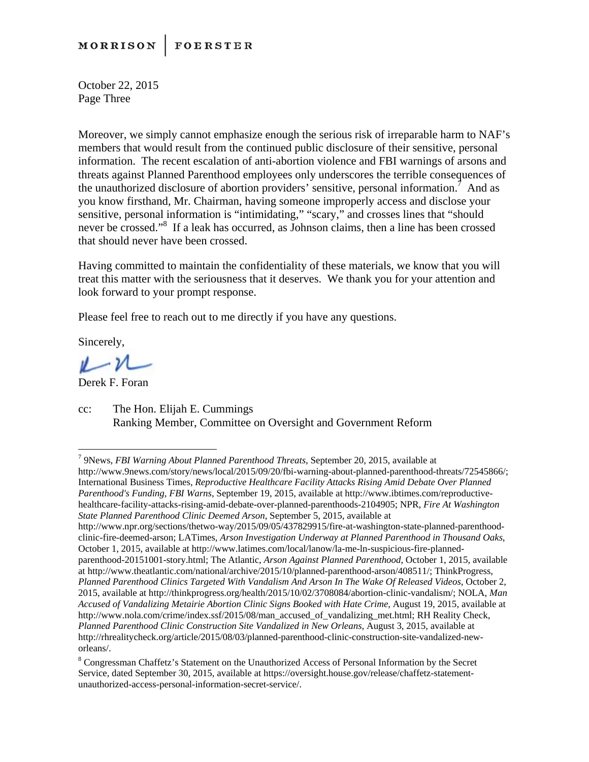MORRISON | FOERSTER

October 22, 2015
Page Three

Moreover, we simply cannot emphasize enough the serious risk of irreparable harm to NAF's members that would result from the continued public disclosure of their sensitive, personal information. The recent escalation of anti-abortion violence and FBI warnings of arsons and threats against Planned Parenthood employees only underscores the terrible consequences of the unauthorized disclosure of abortion providers' sensitive, personal information.[7] And as you know firsthand, Mr. Chairman, having someone improperly access and disclose your sensitive, personal information is "intimidating," "scary," and crosses lines that "should never be crossed."[8] If a leak has occurred, as Johnson claims, then a line has been crossed that should never have been crossed.

Having committed to maintain the confidentiality of these materials, we know that you will treat this matter with the seriousness that it deserves. We thank you for your attention and look forward to your prompt response.

Please feel free to reach out to me directly if you have any questions.

Sincerely,

Derek F. Foran

cc: The Hon. Elijah E. Cummings
Ranking Member, Committee on Oversight and Government Reform

---

[7] 9News, *FBI Warning About Planned Parenthood Threats*, September 20, 2015, available at http://www.9news.com/story/news/local/2015/09/20/fbi-warning-about-planned-parenthood-threats/72545866/; International Business Times, *Reproductive Healthcare Facility Attacks Rising Amid Debate Over Planned Parenthood's Funding, FBI Warns*, September 19, 2015, available at http://www.ibtimes.com/reproductive-healthcare-facility-attacks-rising-amid-debate-over-planned-parenthoods-2104905; NPR, *Fire At Washington State Planned Parenthood Clinic Deemed Arson*, September 5, 2015, available at http://www.npr.org/sections/thetwo-way/2015/09/05/437829915/fire-at-washington-state-planned-parenthood-clinic-fire-deemed-arson; LATimes, *Arson Investigation Underway at Planned Parenthood in Thousand Oaks*, October 1, 2015, available at http://www.latimes.com/local/lanow/la-me-ln-suspicious-fire-planned-parenthood-20151001-story.html; The Atlantic, *Arson Against Planned Parenthood*, October 1, 2015, available at http://www.theatlantic.com/national/archive/2015/10/planned-parenthood-arson/408511/; ThinkProgress, *Planned Parenthood Clinics Targeted With Vandalism And Arson In The Wake Of Released Videos*, October 2, 2015, available at http://thinkprogress.org/health/2015/10/02/3708084/abortion-clinic-vandalism/; NOLA, *Man Accused of Vandalizing Metairie Abortion Clinic Signs Booked with Hate Crime*, August 19, 2015, available at http://www.nola.com/crime/index.ssf/2015/08/man_accused_of_vandalizing_met.html; RH Reality Check, *Planned Parenthood Clinic Construction Site Vandalized in New Orleans*, August 3, 2015, available at http://rhrealitycheck.org/article/2015/08/03/planned-parenthood-clinic-construction-site-vandalized-new-orleans/.

[8] Congressman Chaffetz's Statement on the Unauthorized Access of Personal Information by the Secret Service, dated September 30, 2015, available at https://oversight.house.gov/release/chaffetz-statement-unauthorized-access-personal-information-secret-service/.